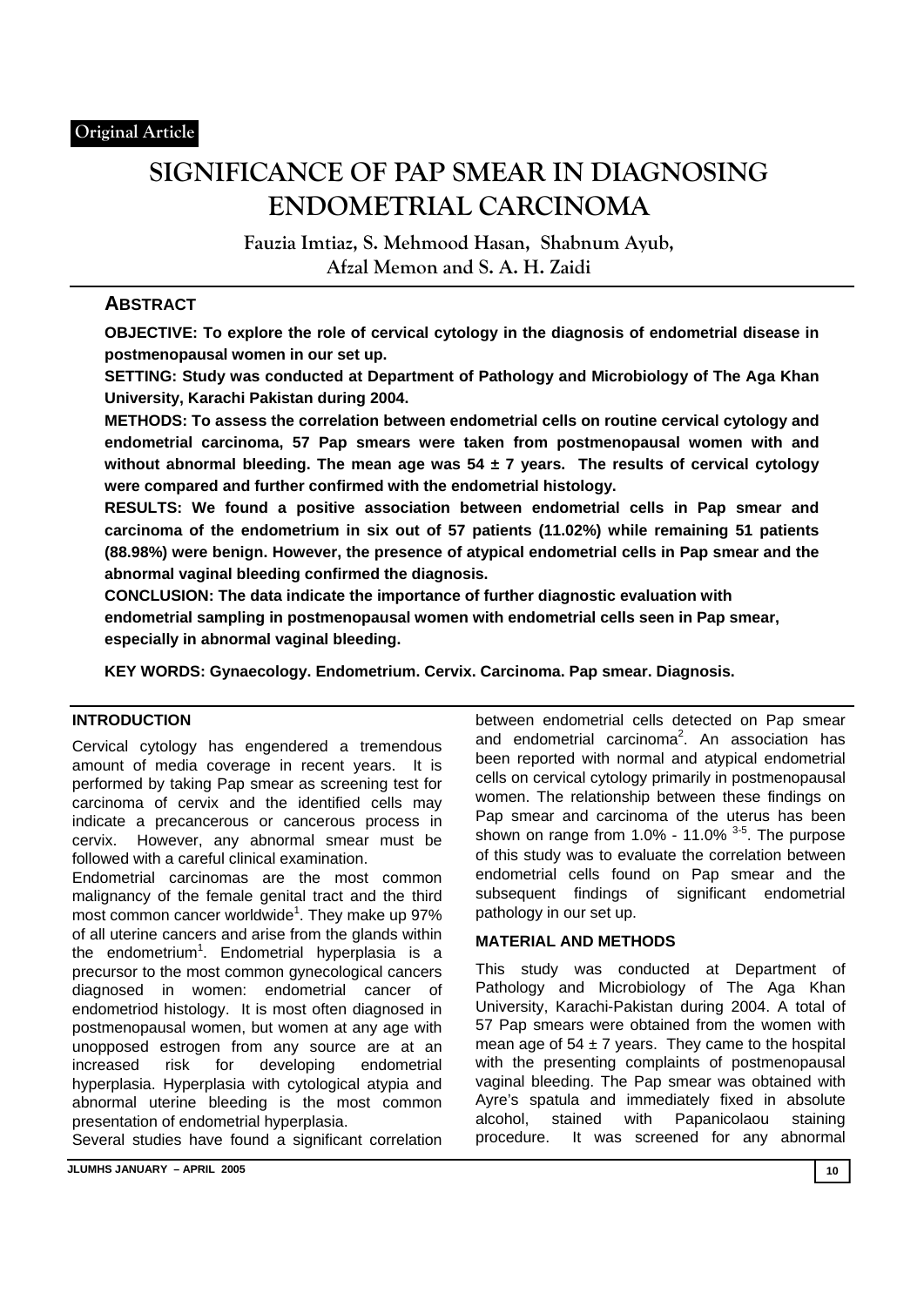Original Article

# SIGNIFICANCE OF PAP SMEAR IN DIAGNOSING ENDOMETRIAL CARCINOMA

Fauzia Imtiaz, S. Mehmood Hasan, Shabnum Ayub, Afzal Memon and S. A. H. Zaidi

## ABSTRACT

**OBJECTIVE: To explore the role of cervical cytology in the diagnosis of endometrial disease in postmenopausal women in our set up.**

**SETTING: Study was conducted at Department of Pathology and Microbiology of The Aga Khan University, Karachi Pakistan during 2004.**

**METHODS: To assess the correlation between endometrial cells on routine cervical cytology and endometrial carcinoma, 57 Pap smears were taken from postmenopausal women with and without abnormal bleeding. The mean age was 54 ± 7 years. The results of cervical cytology were compared and further confirmed with the endometrial histology.**

**RESULTS: We found a positive association between endometrial cells in Pap smear and carcinoma of the endometrium in six out of 57 patients (11.02%) while remaining 51 patients (88.98%) were benign. However, the presence of atypical endometrial cells in Pap smear and the abnormal vaginal bleeding confirmed the diagnosis.**

**CONCLUSION: The data indicate the importance of further diagnostic evaluation with endometrial sampling in postmenopausal women with endometrial cells seen in Pap smear, especially in abnormal vaginal bleeding.**

**KEY WORDS: Gynaecology. Endometrium. Cervix. Carcinoma. Pap smear. Diagnosis.**

## INTRODUCTION

Cervical cytology has engendered a tremendous amount of media coverage in recent years. It is performed by taking Pap smear as screening test for carcinoma of cervix and the identified cells may indicate a precancerous or cancerous process in cervix. However, any abnormal smear must be followed with a careful clinical examination.

Endometrial carcinomas are the most common malignancy of the female genital tract and the third most common cancer worldwide[1]. They make up 97% of all uterine cancers and arise from the glands within the endometrium[1]. Endometrial hyperplasia is a precursor to the most common gynecological cancers diagnosed in women: endometrial cancer of endometriod histology. It is most often diagnosed in postmenopausal women, but women at any age with unopposed estrogen from any source are at an increased risk for developing endometrial hyperplasia. Hyperplasia with cytological atypia and abnormal uterine bleeding is the most common presentation of endometrial hyperplasia.

Several studies have found a significant correlation between endometrial cells detected on Pap smear and endometrial carcinoma[2]. An association has been reported with normal and atypical endometrial cells on cervical cytology primarily in postmenopausal women. The relationship between these findings on Pap smear and carcinoma of the uterus has been shown on range from 1.0% - 11.0% [3-5]. The purpose of this study was to evaluate the correlation between endometrial cells found on Pap smear and the subsequent findings of significant endometrial pathology in our set up.

## MATERIAL AND METHODS

This study was conducted at Department of Pathology and Microbiology of The Aga Khan University, Karachi-Pakistan during 2004. A total of 57 Pap smears were obtained from the women with mean age of 54 ± 7 years. They came to the hospital with the presenting complaints of postmenopausal vaginal bleeding. The Pap smear was obtained with Ayre's spatula and immediately fixed in absolute alcohol, stained with Papanicolaou staining procedure. It was screened for any abnormal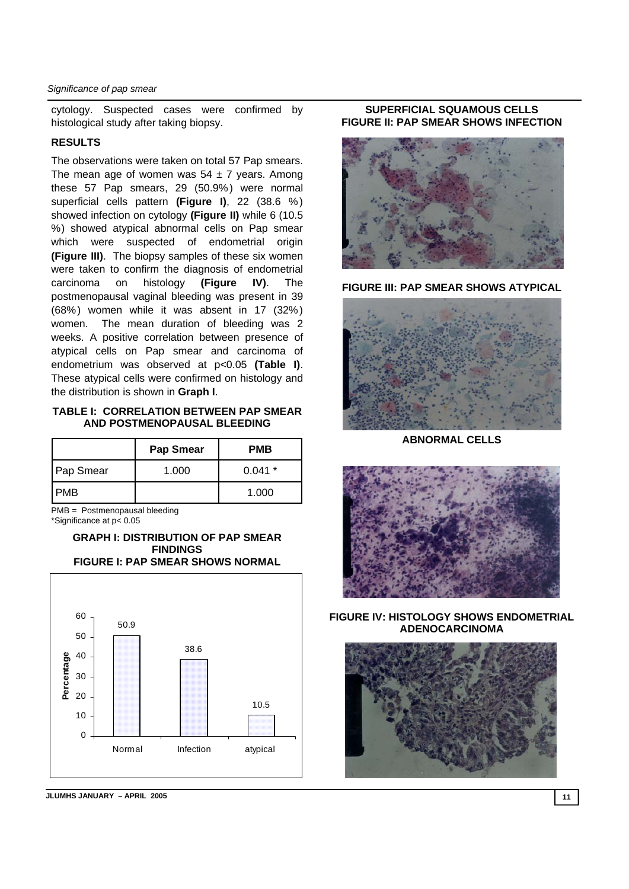cytology. Suspected cases were confirmed by histological study after taking biopsy.

## RESULTS

The observations were taken on total 57 Pap smears. The mean age of women was 54 ± 7 years. Among these 57 Pap smears, 29 (50.9%) were normal superficial cells pattern **(Figure I)**, 22 (38.6 %) showed infection on cytology **(Figure II)** while 6 (10.5 %) showed atypical abnormal cells on Pap smear which were suspected of endometrial origin **(Figure III)**. The biopsy samples of these six women were taken to confirm the diagnosis of endometrial carcinoma on histology **(Figure IV)**. The postmenopausal vaginal bleeding was present in 39 (68%) women while it was absent in 17 (32%) women. The mean duration of bleeding was 2 weeks. A positive correlation between presence of atypical cells on Pap smear and carcinoma of endometrium was observed at $p<0.05$ **(Table I)**. These atypical cells were confirmed on histology and the distribution is shown in **Graph I**.

**TABLE I: CORRELATION BETWEEN PAP SMEAR AND POSTMENOPAUSAL BLEEDING**

| | Pap Smear | PMB |
|---|---|---|
| Pap Smear | 1.000 | 0.041 * |
| PMB | | 1.000 |

PMB = Postmenopausal bleeding
*Significance at $p< 0.05$

**GRAPH I: DISTRIBUTION OF PAP SMEAR FINDINGS**

| | Normal | Infection | atypical |
|---|---|---|---|
| Percentage | 50.9 | 38.6 | 10.5 |

**FIGURE I: PAP SMEAR SHOWS NORMAL SUPERFICIAL SQUAMOUS CELLS**

**FIGURE II: PAP SMEAR SHOWS INFECTION**

**FIGURE III: PAP SMEAR SHOWS ATYPICAL ABNORMAL CELLS**

**FIGURE IV: HISTOLOGY SHOWS ENDOMETRIAL ADENOCARCINOMA**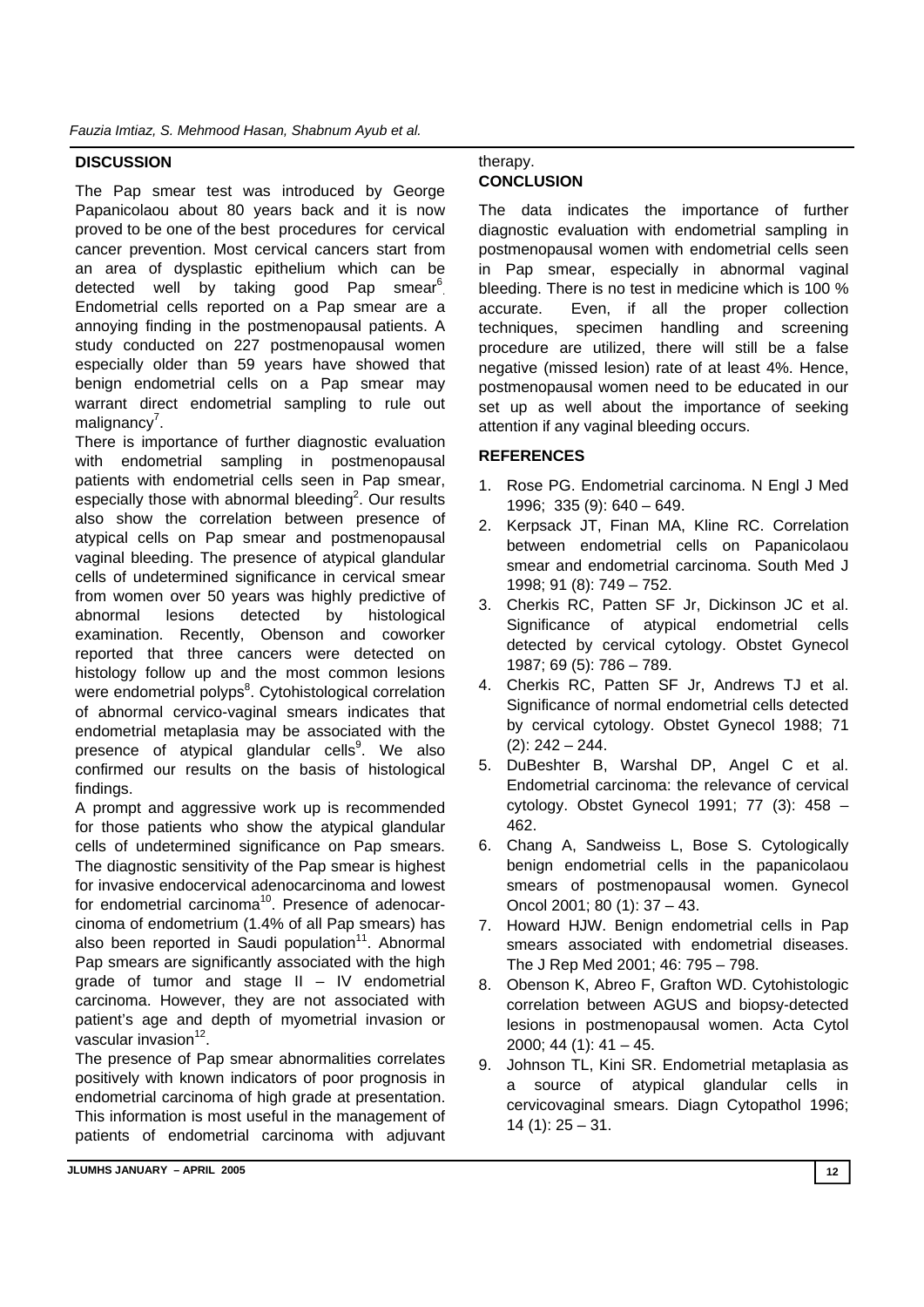## DISCUSSION

The Pap smear test was introduced by George Papanicolaou about 80 years back and it is now proved to be one of the best procedures for cervical cancer prevention. Most cervical cancers start from an area of dysplastic epithelium which can be detected well by taking good Pap smear[6]. Endometrial cells reported on a Pap smear are a annoying finding in the postmenopausal patients. A study conducted on 227 postmenopausal women especially older than 59 years have showed that benign endometrial cells on a Pap smear may warrant direct endometrial sampling to rule out malignancy[7].

There is importance of further diagnostic evaluation with endometrial sampling in postmenopausal patients with endometrial cells seen in Pap smear, especially those with abnormal bleeding[2]. Our results also show the correlation between presence of atypical cells on Pap smear and postmenopausal vaginal bleeding. The presence of atypical glandular cells of undetermined significance in cervical smear from women over 50 years was highly predictive of abnormal lesions detected by histological examination. Recently, Obenson and coworker reported that three cancers were detected on histology follow up and the most common lesions were endometrial polyps[8]. Cytohistological correlation of abnormal cervico-vaginal smears indicates that endometrial metaplasia may be associated with the presence of atypical glandular cells[9]. We also confirmed our results on the basis of histological findings.

A prompt and aggressive work up is recommended for those patients who show the atypical glandular cells of undetermined significance on Pap smears. The diagnostic sensitivity of the Pap smear is highest for invasive endocervical adenocarcinoma and lowest for endometrial carcinoma[10]. Presence of adenocarcinoma of endometrium (1.4% of all Pap smears) has also been reported in Saudi population[11]. Abnormal Pap smears are significantly associated with the high grade of tumor and stage II – IV endometrial carcinoma. However, they are not associated with patient's age and depth of myometrial invasion or vascular invasion[12].

The presence of Pap smear abnormalities correlates positively with known indicators of poor prognosis in endometrial carcinoma of high grade at presentation. This information is most useful in the management of patients of endometrial carcinoma with adjuvant therapy.

## CONCLUSION

The data indicates the importance of further diagnostic evaluation with endometrial sampling in postmenopausal women with endometrial cells seen in Pap smear, especially in abnormal vaginal bleeding. There is no test in medicine which is 100 % accurate. Even, if all the proper collection techniques, specimen handling and screening procedure are utilized, there will still be a false negative (missed lesion) rate of at least 4%. Hence, postmenopausal women need to be educated in our set up as well about the importance of seeking attention if any vaginal bleeding occurs.

## REFERENCES

1. Rose PG. Endometrial carcinoma. N Engl J Med 1996; 335 (9): 640 – 649.
2. Kerpsack JT, Finan MA, Kline RC. Correlation between endometrial cells on Papanicolaou smear and endometrial carcinoma. South Med J 1998; 91 (8): 749 – 752.
3. Cherkis RC, Patten SF Jr, Dickinson JC et al. Significance of atypical endometrial cells detected by cervical cytology. Obstet Gynecol 1987; 69 (5): 786 – 789.
4. Cherkis RC, Patten SF Jr, Andrews TJ et al. Significance of normal endometrial cells detected by cervical cytology. Obstet Gynecol 1988; 71 (2): 242 – 244.
5. DuBeshter B, Warshal DP, Angel C et al. Endometrial carcinoma: the relevance of cervical cytology. Obstet Gynecol 1991; 77 (3): 458 – 462.
6. Chang A, Sandweiss L, Bose S. Cytologically benign endometrial cells in the papanicolaou smears of postmenopausal women. Gynecol Oncol 2001; 80 (1): 37 – 43.
7. Howard HJW. Benign endometrial cells in Pap smears associated with endometrial diseases. The J Rep Med 2001; 46: 795 – 798.
8. Obenson K, Abreo F, Grafton WD. Cytohistologic correlation between AGUS and biopsy-detected lesions in postmenopausal women. Acta Cytol 2000; 44 (1): 41 – 45.
9. Johnson TL, Kini SR. Endometrial metaplasia as a source of atypical glandular cells in cervicovaginal smears. Diagn Cytopathol 1996; 14 (1): 25 – 31.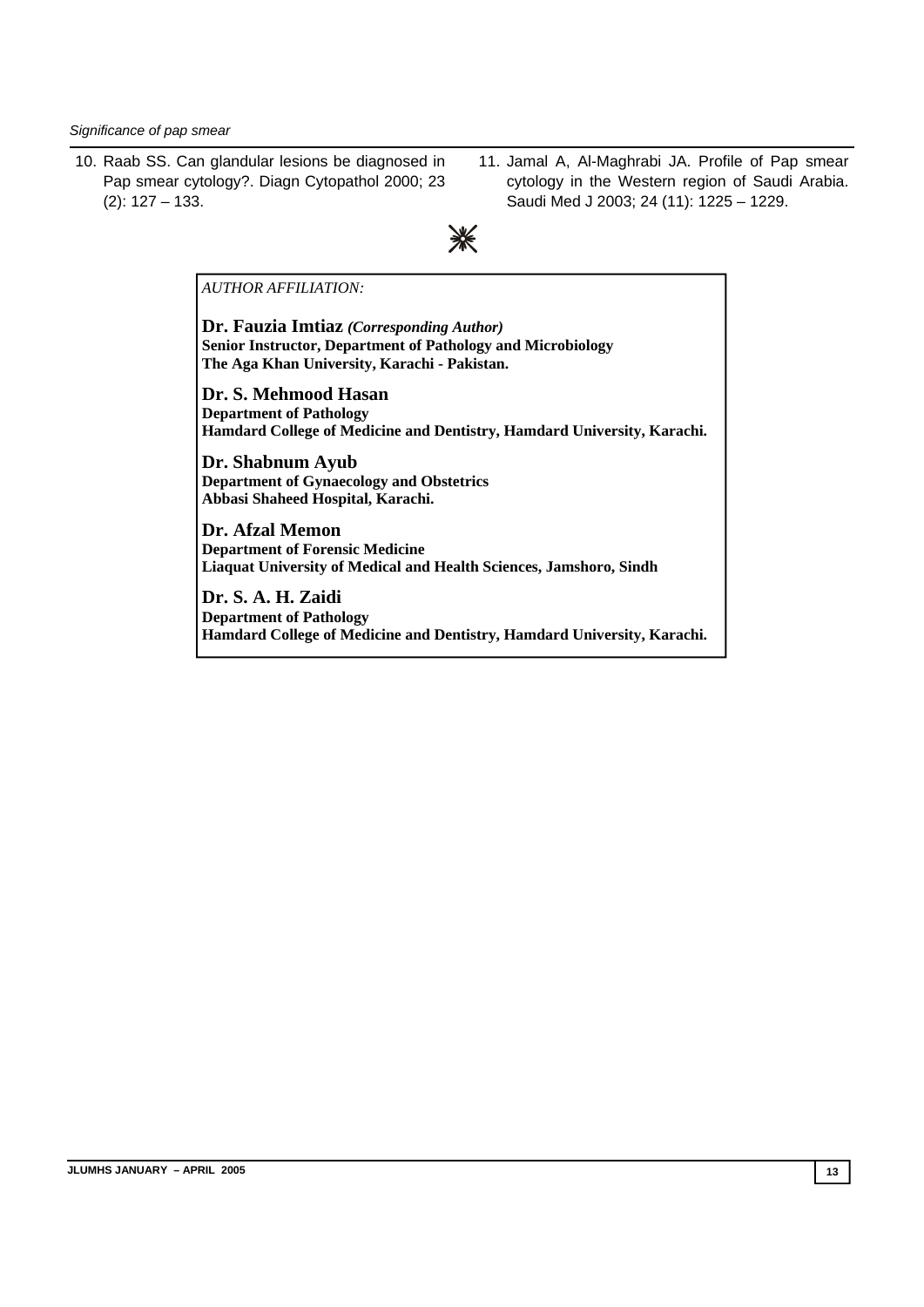10. Raab SS. Can glandular lesions be diagnosed in Pap smear cytology?. Diagn Cytopathol 2000; 23 (2): 127 – 133.
11. Jamal A, Al-Maghrabi JA. Profile of Pap smear cytology in the Western region of Saudi Arabia. Saudi Med J 2003; 24 (11): 1225 – 1229.

*AUTHOR AFFILIATION:*

**Dr. Fauzia Imtiaz** ***(Corresponding Author)***
**Senior Instructor, Department of Pathology and Microbiology**
**The Aga Khan University, Karachi - Pakistan.**

**Dr. S. Mehmood Hasan**
**Department of Pathology**
**Hamdard College of Medicine and Dentistry, Hamdard University, Karachi.**

**Dr. Shabnum Ayub**
**Department of Gynaecology and Obstetrics**
**Abbasi Shaheed Hospital, Karachi.**

**Dr. Afzal Memon**
**Department of Forensic Medicine**
**Liaquat University of Medical and Health Sciences, Jamshoro, Sindh**

**Dr. S. A. H. Zaidi**
**Department of Pathology**
**Hamdard College of Medicine and Dentistry, Hamdard University, Karachi.**